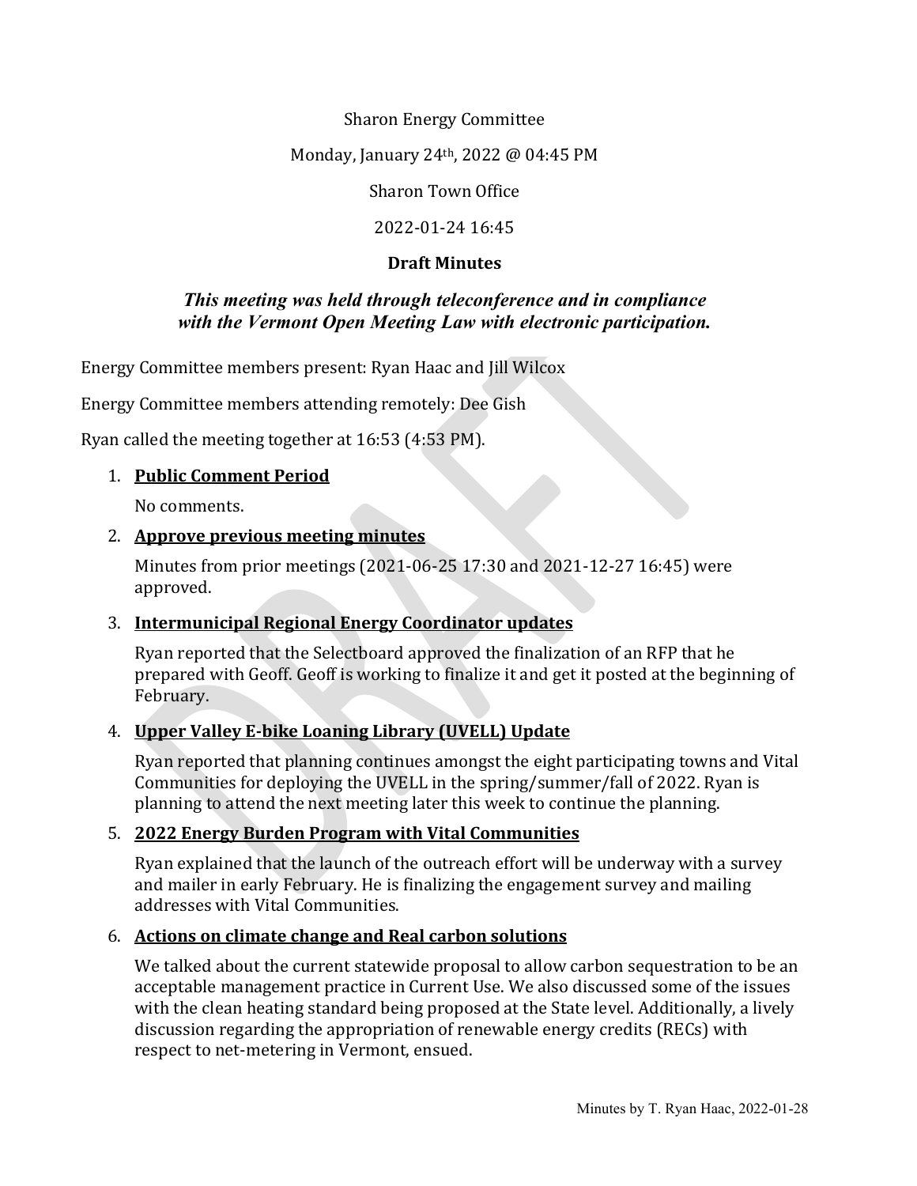Sharon Energy Committee

Monday, January 24th, 2022 @ 04:45 PM

Sharon Town Office

2022-01-24 16:45

**Draft Minutes**

***This meeting was held through teleconference and in compliance with the Vermont Open Meeting Law with electronic participation.***

Energy Committee members present: Ryan Haac and Jill Wilcox

Energy Committee members attending remotely: Dee Gish

Ryan called the meeting together at 16:53 (4:53 PM).

1. **Public Comment Period**

   No comments.

2. **Approve previous meeting minutes**

   Minutes from prior meetings (2021-06-25 17:30 and 2021-12-27 16:45) were approved.

3. **Intermunicipal Regional Energy Coordinator updates**

   Ryan reported that the Selectboard approved the finalization of an RFP that he prepared with Geoff. Geoff is working to finalize it and get it posted at the beginning of February.

4. **Upper Valley E-bike Loaning Library (UVELL) Update**

   Ryan reported that planning continues amongst the eight participating towns and Vital Communities for deploying the UVELL in the spring/summer/fall of 2022. Ryan is planning to attend the next meeting later this week to continue the planning.

5. **2022 Energy Burden Program with Vital Communities**

   Ryan explained that the launch of the outreach effort will be underway with a survey and mailer in early February. He is finalizing the engagement survey and mailing addresses with Vital Communities.

6. **Actions on climate change and Real carbon solutions**

   We talked about the current statewide proposal to allow carbon sequestration to be an acceptable management practice in Current Use. We also discussed some of the issues with the clean heating standard being proposed at the State level. Additionally, a lively discussion regarding the appropriation of renewable energy credits (RECs) with respect to net-metering in Vermont, ensued.

Minutes by T. Ryan Haac, 2022-01-28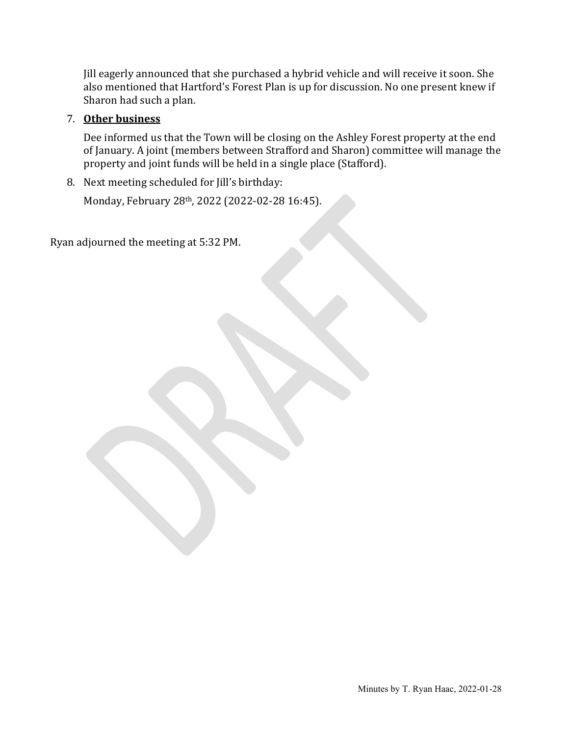Jill eagerly announced that she purchased a hybrid vehicle and will receive it soon. She also mentioned that Hartford's Forest Plan is up for discussion. No one present knew if Sharon had such a plan.

7. **Other business**

   Dee informed us that the Town will be closing on the Ashley Forest property at the end of January. A joint (members between Strafford and Sharon) committee will manage the property and joint funds will be held in a single place (Stafford).

8. Next meeting scheduled for Jill's birthday:

   Monday, February 28th, 2022 (2022-02-28 16:45).

Ryan adjourned the meeting at 5:32 PM.

Minutes by T. Ryan Haac, 2022-01-28